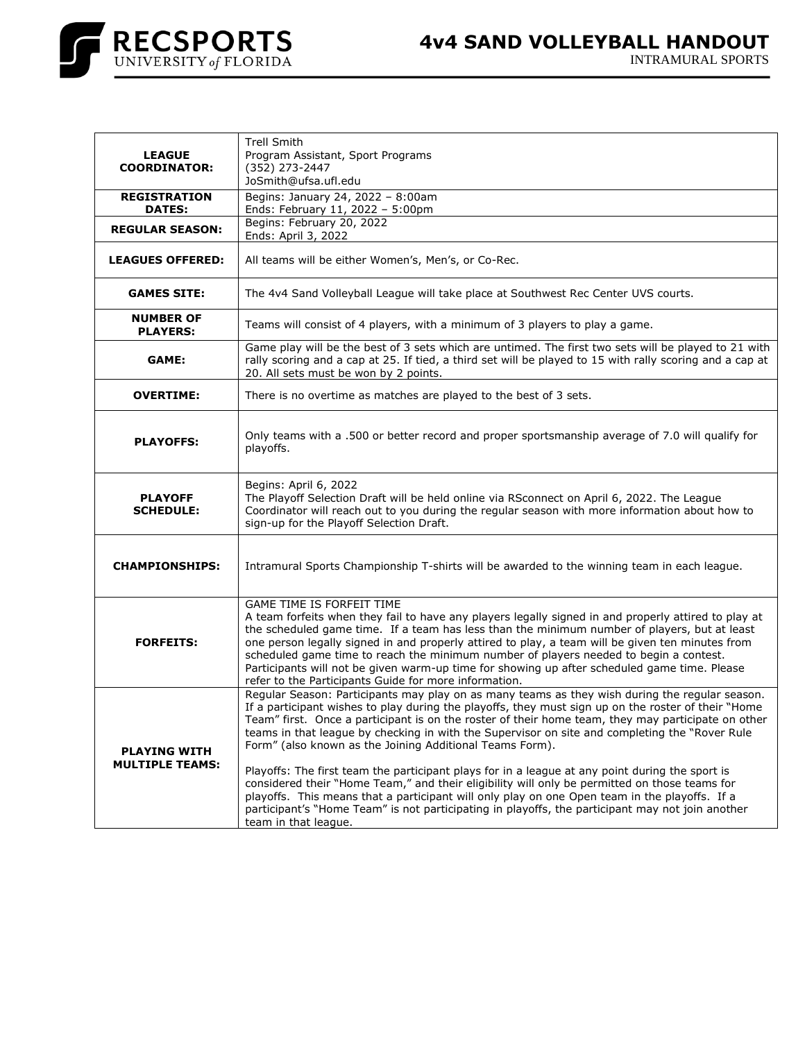# 4v4 SAND VOLLEYBALL HANDOUT

INTRAMURAL SPORTS

RECSPORTS UNIVERSITY of FLORIDA

| | |
|---|---|
| **LEAGUE COORDINATOR:** | Trell Smith<br>Program Assistant, Sport Programs<br>(352) 273-2447<br>JoSmith@ufsa.ufl.edu |
| **REGISTRATION DATES:** | Begins: January 24, 2022 – 8:00am<br>Ends: February 11, 2022 – 5:00pm |
| **REGULAR SEASON:** | Begins: February 20, 2022<br>Ends: April 3, 2022 |
| **LEAGUES OFFERED:** | All teams will be either Women's, Men's, or Co-Rec. |
| **GAMES SITE:** | The 4v4 Sand Volleyball League will take place at Southwest Rec Center UVS courts. |
| **NUMBER OF PLAYERS:** | Teams will consist of 4 players, with a minimum of 3 players to play a game. |
| **GAME:** | Game play will be the best of 3 sets which are untimed. The first two sets will be played to 21 with rally scoring and a cap at 25. If tied, a third set will be played to 15 with rally scoring and a cap at 20. All sets must be won by 2 points. |
| **OVERTIME:** | There is no overtime as matches are played to the best of 3 sets. |
| **PLAYOFFS:** | Only teams with a .500 or better record and proper sportsmanship average of 7.0 will qualify for playoffs. |
| **PLAYOFF SCHEDULE:** | Begins: April 6, 2022<br>The Playoff Selection Draft will be held online via RSconnect on April 6, 2022. The League Coordinator will reach out to you during the regular season with more information about how to sign-up for the Playoff Selection Draft. |
| **CHAMPIONSHIPS:** | Intramural Sports Championship T-shirts will be awarded to the winning team in each league. |
| **FORFEITS:** | GAME TIME IS FORFEIT TIME<br>A team forfeits when they fail to have any players legally signed in and properly attired to play at the scheduled game time. If a team has less than the minimum number of players, but at least one person legally signed in and properly attired to play, a team will be given ten minutes from scheduled game time to reach the minimum number of players needed to begin a contest. Participants will not be given warm-up time for showing up after scheduled game time. Please refer to the Participants Guide for more information. |
| **PLAYING WITH MULTIPLE TEAMS:** | Regular Season: Participants may play on as many teams as they wish during the regular season. If a participant wishes to play during the playoffs, they must sign up on the roster of their "Home Team" first. Once a participant is on the roster of their home team, they may participate on other teams in that league by checking in with the Supervisor on site and completing the "Rover Rule Form" (also known as the Joining Additional Teams Form).<br><br>Playoffs: The first team the participant plays for in a league at any point during the sport is considered their "Home Team," and their eligibility will only be permitted on those teams for playoffs. This means that a participant will only play on one Open team in the playoffs. If a participant's "Home Team" is not participating in playoffs, the participant may not join another team in that league. |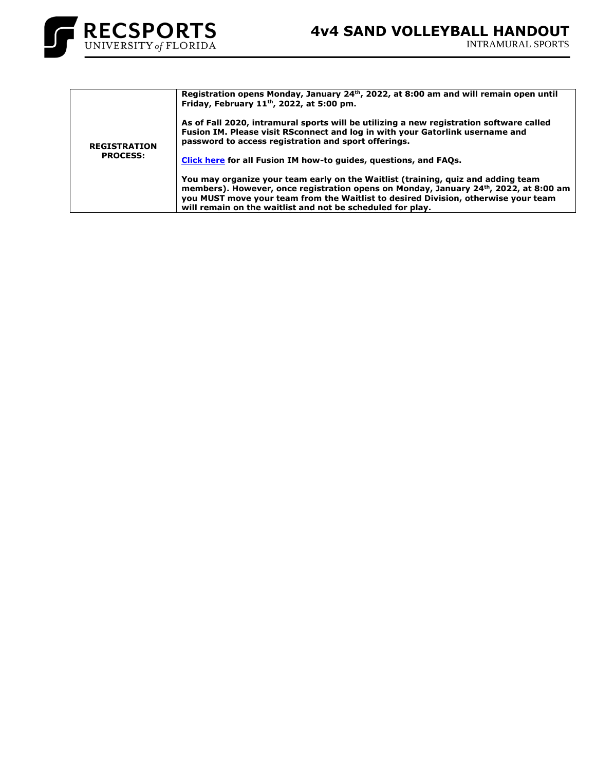| | |
|---|---|
| **REGISTRATION PROCESS:** | **Registration opens Monday, January 24th, 2022, at 8:00 am and will remain open until Friday, February 11th, 2022, at 5:00 pm.**<br><br>**As of Fall 2020, intramural sports will be utilizing a new registration software called Fusion IM. Please visit RSconnect and log in with your Gatorlink username and password to access registration and sport offerings.**<br><br>**Click here for all Fusion IM how-to guides, questions, and FAQs.**<br><br>**You may organize your team early on the Waitlist (training, quiz and adding team members). However, once registration opens on Monday, January 24th, 2022, at 8:00 am you MUST move your team from the Waitlist to desired Division, otherwise your team will remain on the waitlist and not be scheduled for play.** |